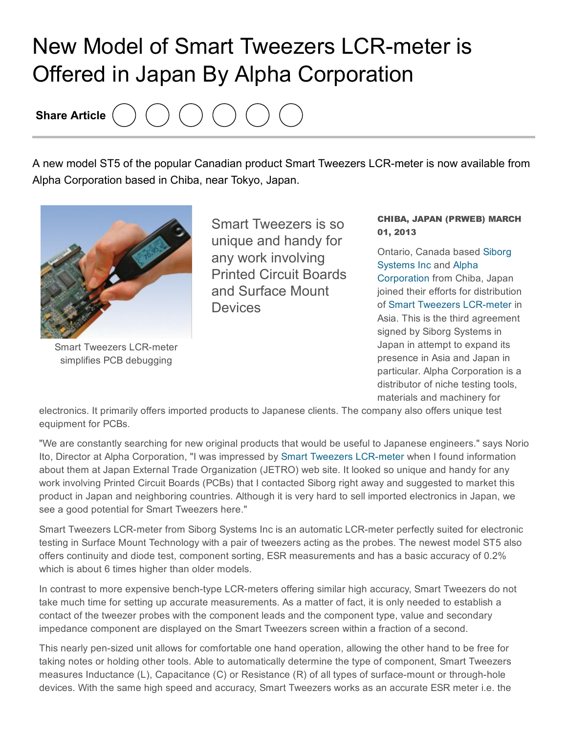# New Model of Smart Tweezers LCR-meter is Offered in Japan By Alpha Corporation

A new model ST5 of the popular Canadian product Smart Tweezers LCR-meter is now available from Alpha Corporation based in Chiba, near Tokyo, Japan.

Smart Tweezers LCR-meter simplifies PCB debugging

Smart Tweezers is so unique and handy for any work involving Printed Circuit Boards and Surface Mount Devices

**CHIBA, JAPAN (PRWEB) MARCH 01, 2013**

Ontario, Canada based Siborg Systems Inc and Alpha Corporation from Chiba, Japan joined their efforts for distribution of Smart Tweezers LCR-meter in Asia. This is the third agreement signed by Siborg Systems in Japan in attempt to expand its presence in Asia and Japan in particular. Alpha Corporation is a distributor of niche testing tools, materials and machinery for electronics. It primarily offers imported products to Japanese clients. The company also offers unique test equipment for PCBs.

"We are constantly searching for new original products that would be useful to Japanese engineers." says Norio Ito, Director at Alpha Corporation, "I was impressed by Smart Tweezers LCR-meter when I found information about them at Japan External Trade Organization (JETRO) web site. It looked so unique and handy for any work involving Printed Circuit Boards (PCBs) that I contacted Siborg right away and suggested to market this product in Japan and neighboring countries. Although it is very hard to sell imported electronics in Japan, we see a good potential for Smart Tweezers here."

Smart Tweezers LCR-meter from Siborg Systems Inc is an automatic LCR-meter perfectly suited for electronic testing in Surface Mount Technology with a pair of tweezers acting as the probes. The newest model ST5 also offers continuity and diode test, component sorting, ESR measurements and has a basic accuracy of 0.2% which is about 6 times higher than older models.

In contrast to more expensive bench-type LCR-meters offering similar high accuracy, Smart Tweezers do not take much time for setting up accurate measurements. As a matter of fact, it is only needed to establish a contact of the tweezer probes with the component leads and the component type, value and secondary impedance component are displayed on the Smart Tweezers screen within a fraction of a second.

This nearly pen-sized unit allows for comfortable one hand operation, allowing the other hand to be free for taking notes or holding other tools. Able to automatically determine the type of component, Smart Tweezers measures Inductance (L), Capacitance (C) or Resistance (R) of all types of surface-mount or through-hole devices. With the same high speed and accuracy, Smart Tweezers works as an accurate ESR meter i.e. the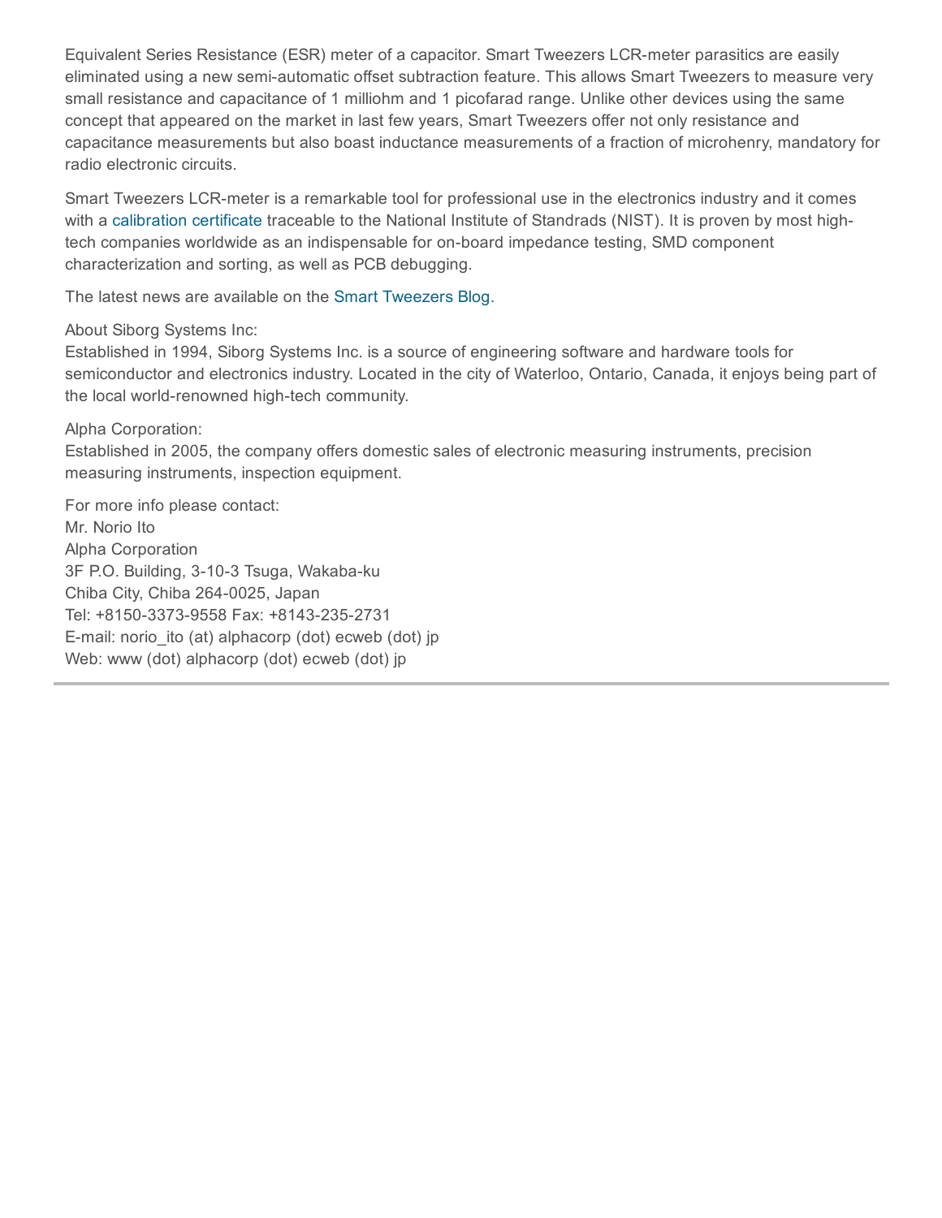Equivalent Series Resistance (ESR) meter of a capacitor. Smart Tweezers LCR-meter parasitics are easily eliminated using a new semi-automatic offset subtraction feature. This allows Smart Tweezers to measure very small resistance and capacitance of 1 milliohm and 1 picofarad range. Unlike other devices using the same concept that appeared on the market in last few years, Smart Tweezers offer not only resistance and capacitance measurements but also boast inductance measurements of a fraction of microhenry, mandatory for radio electronic circuits.

Smart Tweezers LCR-meter is a remarkable tool for professional use in the electronics industry and it comes with a calibration certificate traceable to the National Institute of Standrads (NIST). It is proven by most high-tech companies worldwide as an indispensable for on-board impedance testing, SMD component characterization and sorting, as well as PCB debugging.

The latest news are available on the Smart Tweezers Blog.

About Siborg Systems Inc:
Established in 1994, Siborg Systems Inc. is a source of engineering software and hardware tools for semiconductor and electronics industry. Located in the city of Waterloo, Ontario, Canada, it enjoys being part of the local world-renowned high-tech community.

Alpha Corporation:
Established in 2005, the company offers domestic sales of electronic measuring instruments, precision measuring instruments, inspection equipment.

For more info please contact:
Mr. Norio Ito
Alpha Corporation
3F P.O. Building, 3-10-3 Tsuga, Wakaba-ku
Chiba City, Chiba 264-0025, Japan
Tel: +8150-3373-9558 Fax: +8143-235-2731
E-mail: norio_ito (at) alphacorp (dot) ecweb (dot) jp
Web: www (dot) alphacorp (dot) ecweb (dot) jp